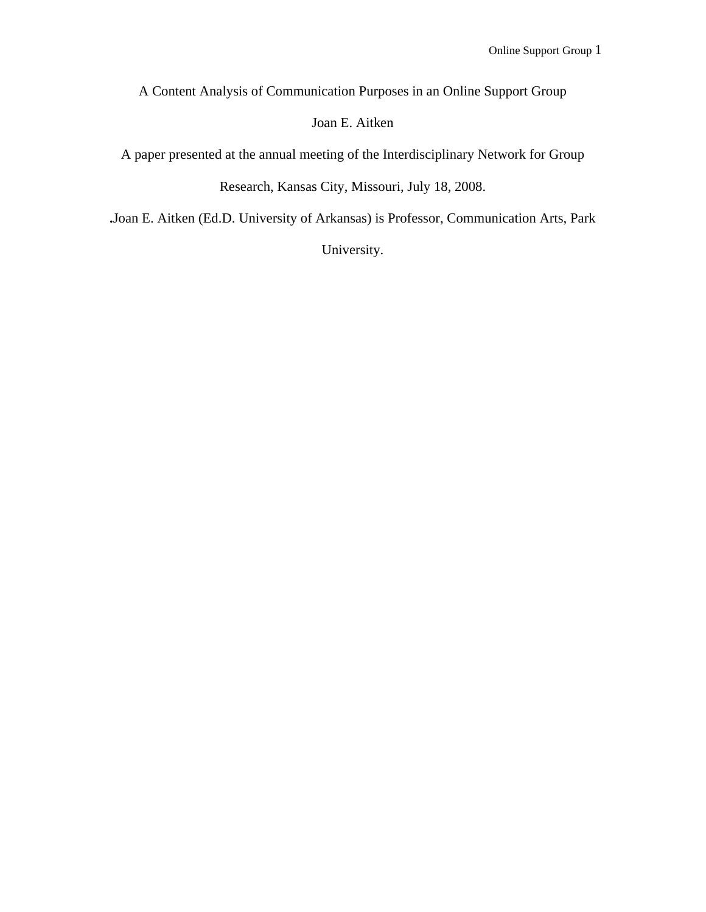# A Content Analysis of Communication Purposes in an Online Support Group

Joan E. Aitken

A paper presented at the annual meeting of the Interdisciplinary Network for Group Research, Kansas City, Missouri, July 18, 2008.

.Joan E. Aitken (Ed.D. University of Arkansas) is Professor, Communication Arts, Park University.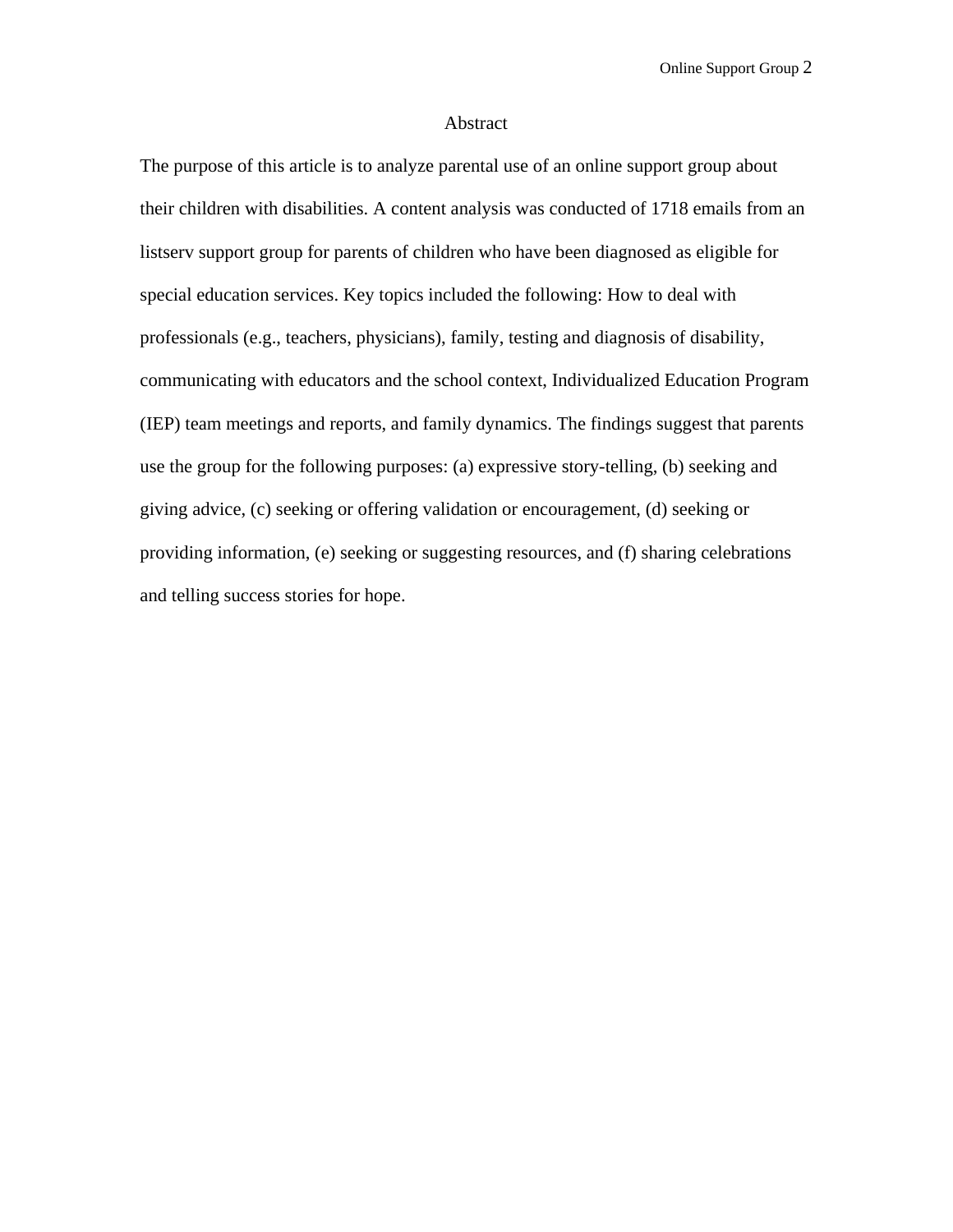# Abstract

The purpose of this article is to analyze parental use of an online support group about their children with disabilities. A content analysis was conducted of 1718 emails from an listserv support group for parents of children who have been diagnosed as eligible for special education services. Key topics included the following: How to deal with professionals (e.g., teachers, physicians), family, testing and diagnosis of disability, communicating with educators and the school context, Individualized Education Program (IEP) team meetings and reports, and family dynamics. The findings suggest that parents use the group for the following purposes: (a) expressive story-telling, (b) seeking and giving advice, (c) seeking or offering validation or encouragement, (d) seeking or providing information, (e) seeking or suggesting resources, and (f) sharing celebrations and telling success stories for hope.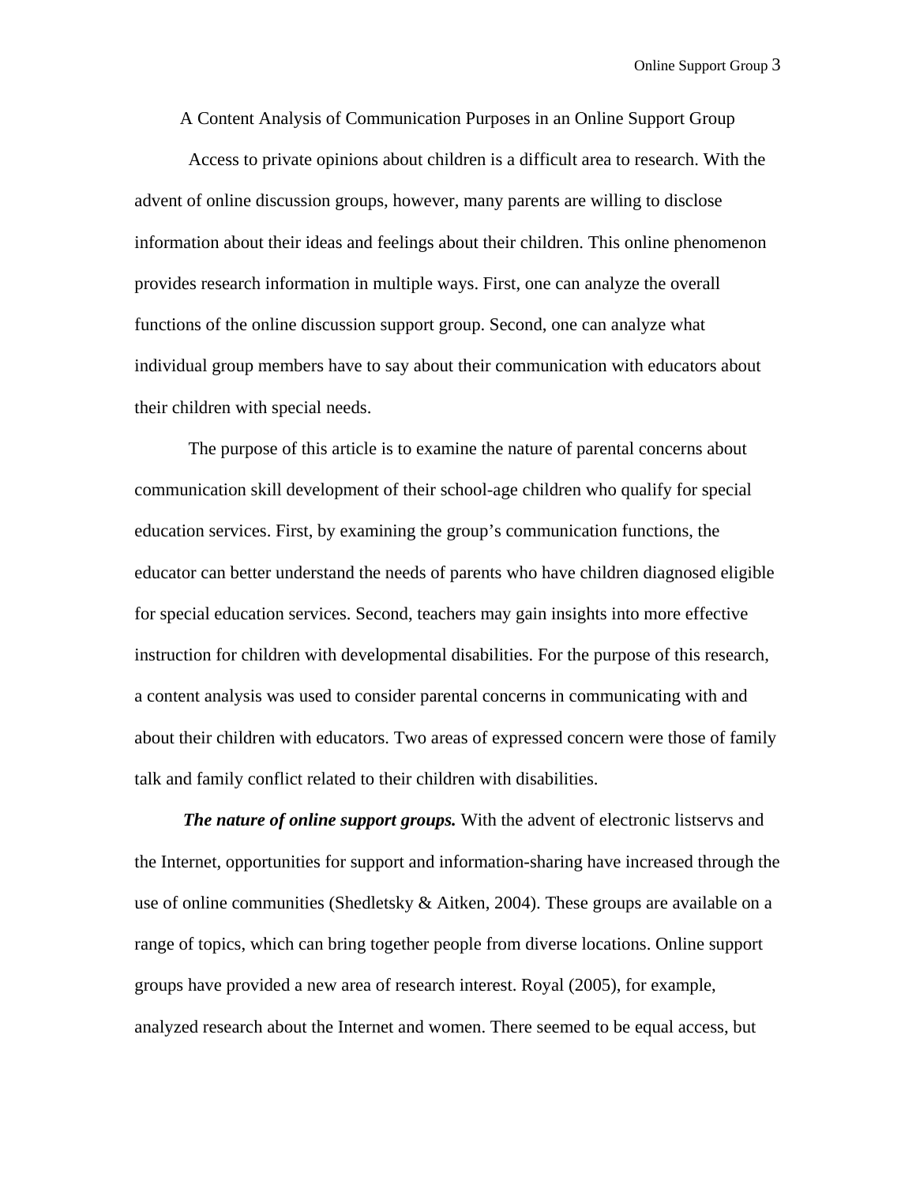# A Content Analysis of Communication Purposes in an Online Support Group

Access to private opinions about children is a difficult area to research. With the advent of online discussion groups, however, many parents are willing to disclose information about their ideas and feelings about their children. This online phenomenon provides research information in multiple ways. First, one can analyze the overall functions of the online discussion support group. Second, one can analyze what individual group members have to say about their communication with educators about their children with special needs.

The purpose of this article is to examine the nature of parental concerns about communication skill development of their school-age children who qualify for special education services. First, by examining the group's communication functions, the educator can better understand the needs of parents who have children diagnosed eligible for special education services. Second, teachers may gain insights into more effective instruction for children with developmental disabilities. For the purpose of this research, a content analysis was used to consider parental concerns in communicating with and about their children with educators. Two areas of expressed concern were those of family talk and family conflict related to their children with disabilities.

***The nature of online support groups.*** With the advent of electronic listservs and the Internet, opportunities for support and information-sharing have increased through the use of online communities (Shedletsky & Aitken, 2004). These groups are available on a range of topics, which can bring together people from diverse locations. Online support groups have provided a new area of research interest. Royal (2005), for example, analyzed research about the Internet and women. There seemed to be equal access, but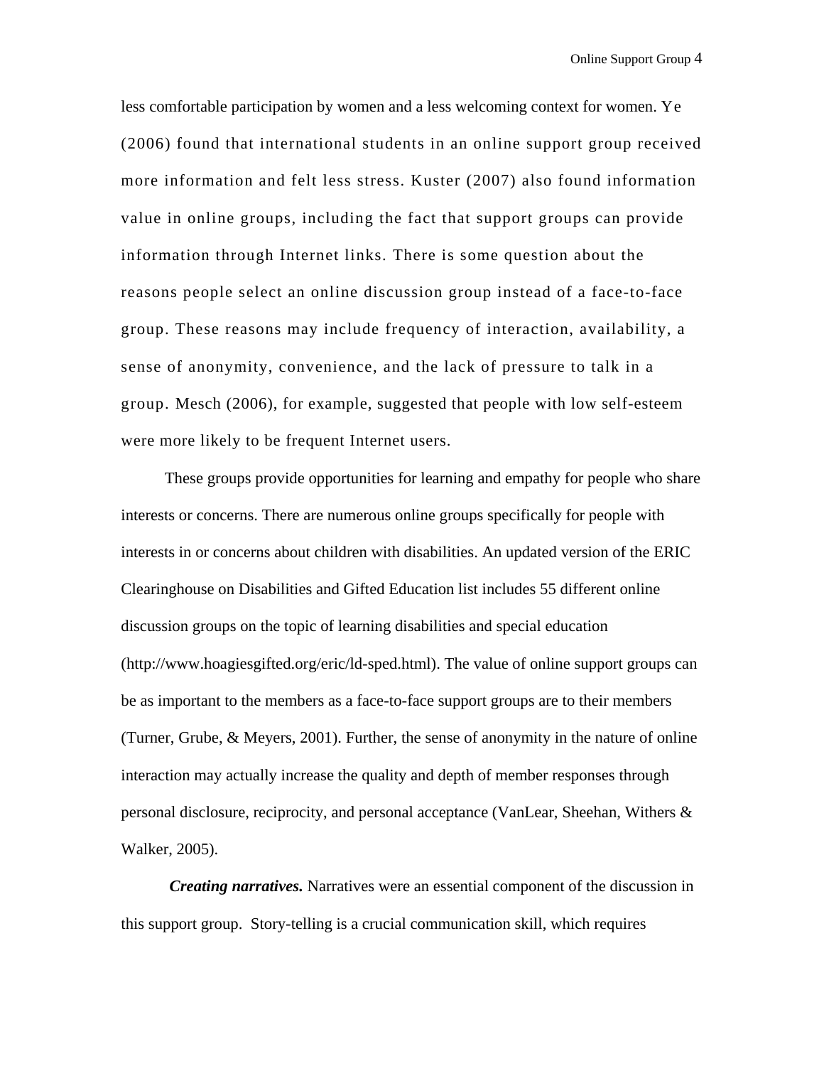less comfortable participation by women and a less welcoming context for women. Ye (2006) found that international students in an online support group received more information and felt less stress. Kuster (2007) also found information value in online groups, including the fact that support groups can provide information through Internet links. There is some question about the reasons people select an online discussion group instead of a face-to-face group. These reasons may include frequency of interaction, availability, a sense of anonymity, convenience, and the lack of pressure to talk in a group. Mesch (2006), for example, suggested that people with low self-esteem were more likely to be frequent Internet users.

These groups provide opportunities for learning and empathy for people who share interests or concerns. There are numerous online groups specifically for people with interests in or concerns about children with disabilities. An updated version of the ERIC Clearinghouse on Disabilities and Gifted Education list includes 55 different online discussion groups on the topic of learning disabilities and special education (http://www.hoagiesgifted.org/eric/ld-sped.html). The value of online support groups can be as important to the members as a face-to-face support groups are to their members (Turner, Grube, & Meyers, 2001). Further, the sense of anonymity in the nature of online interaction may actually increase the quality and depth of member responses through personal disclosure, reciprocity, and personal acceptance (VanLear, Sheehan, Withers & Walker, 2005).

***Creating narratives.*** Narratives were an essential component of the discussion in this support group. Story-telling is a crucial communication skill, which requires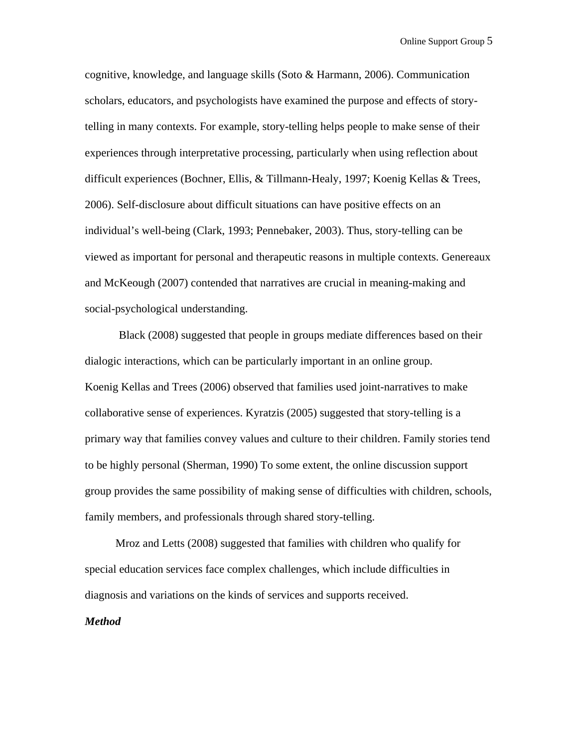cognitive, knowledge, and language skills (Soto & Harmann, 2006). Communication scholars, educators, and psychologists have examined the purpose and effects of story-telling in many contexts. For example, story-telling helps people to make sense of their experiences through interpretative processing, particularly when using reflection about difficult experiences (Bochner, Ellis, & Tillmann-Healy, 1997; Koenig Kellas & Trees, 2006). Self-disclosure about difficult situations can have positive effects on an individual's well-being (Clark, 1993; Pennebaker, 2003). Thus, story-telling can be viewed as important for personal and therapeutic reasons in multiple contexts. Genereaux and McKeough (2007) contended that narratives are crucial in meaning-making and social-psychological understanding.

Black (2008) suggested that people in groups mediate differences based on their dialogic interactions, which can be particularly important in an online group.
Koenig Kellas and Trees (2006) observed that families used joint-narratives to make collaborative sense of experiences. Kyratzis (2005) suggested that story-telling is a primary way that families convey values and culture to their children. Family stories tend to be highly personal (Sherman, 1990) To some extent, the online discussion support group provides the same possibility of making sense of difficulties with children, schools, family members, and professionals through shared story-telling.

Mroz and Letts (2008) suggested that families with children who qualify for special education services face complex challenges, which include difficulties in diagnosis and variations on the kinds of services and supports received.

***Method***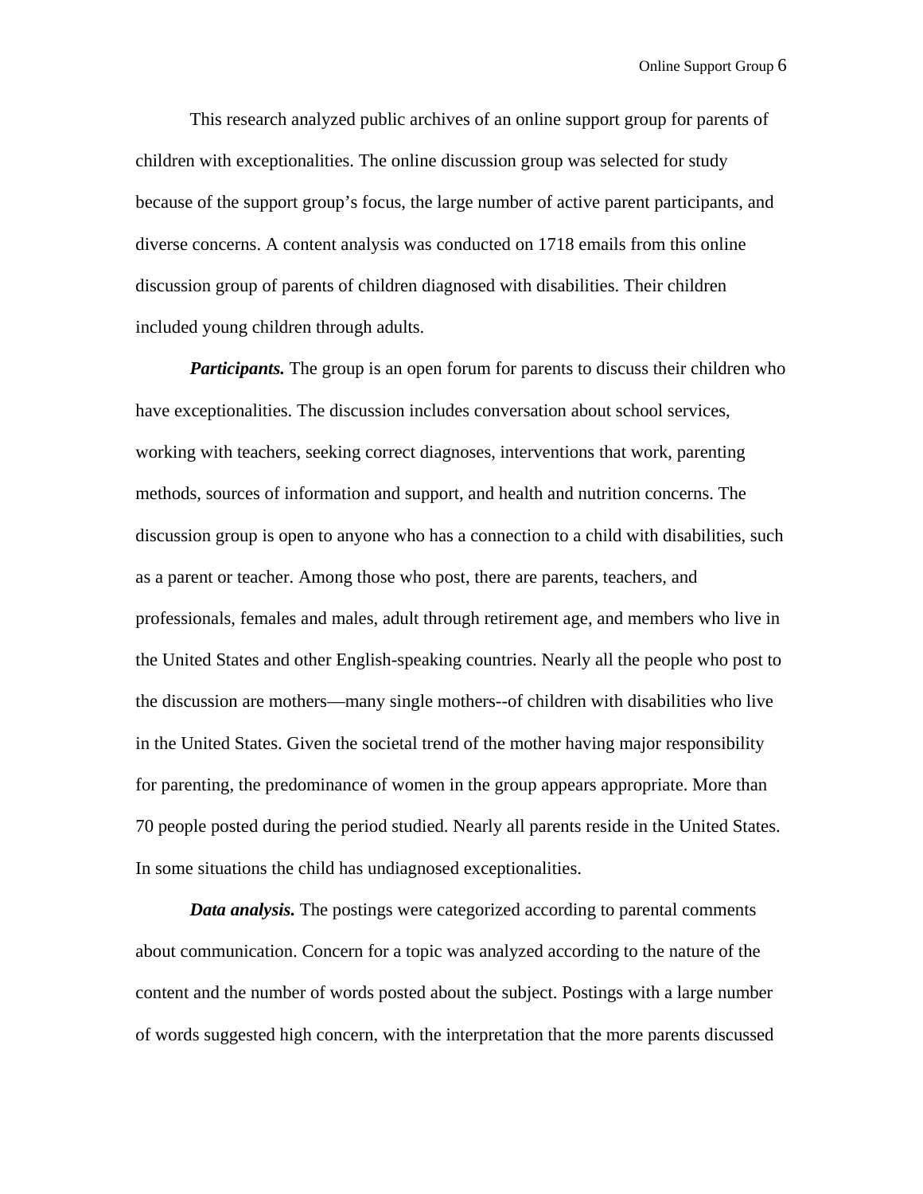This research analyzed public archives of an online support group for parents of children with exceptionalities. The online discussion group was selected for study because of the support group's focus, the large number of active parent participants, and diverse concerns. A content analysis was conducted on 1718 emails from this online discussion group of parents of children diagnosed with disabilities. Their children included young children through adults.

***Participants.*** The group is an open forum for parents to discuss their children who have exceptionalities. The discussion includes conversation about school services, working with teachers, seeking correct diagnoses, interventions that work, parenting methods, sources of information and support, and health and nutrition concerns. The discussion group is open to anyone who has a connection to a child with disabilities, such as a parent or teacher. Among those who post, there are parents, teachers, and professionals, females and males, adult through retirement age, and members who live in the United States and other English-speaking countries. Nearly all the people who post to the discussion are mothers—many single mothers--of children with disabilities who live in the United States. Given the societal trend of the mother having major responsibility for parenting, the predominance of women in the group appears appropriate. More than 70 people posted during the period studied. Nearly all parents reside in the United States. In some situations the child has undiagnosed exceptionalities.

***Data analysis.*** The postings were categorized according to parental comments about communication. Concern for a topic was analyzed according to the nature of the content and the number of words posted about the subject. Postings with a large number of words suggested high concern, with the interpretation that the more parents discussed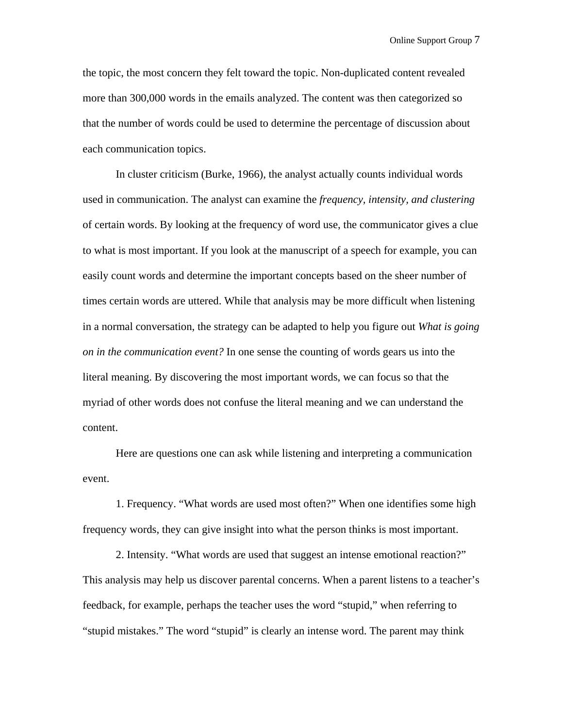the topic, the most concern they felt toward the topic. Non-duplicated content revealed more than 300,000 words in the emails analyzed. The content was then categorized so that the number of words could be used to determine the percentage of discussion about each communication topics.

In cluster criticism (Burke, 1966), the analyst actually counts individual words used in communication. The analyst can examine the *frequency, intensity, and clustering* of certain words. By looking at the frequency of word use, the communicator gives a clue to what is most important. If you look at the manuscript of a speech for example, you can easily count words and determine the important concepts based on the sheer number of times certain words are uttered. While that analysis may be more difficult when listening in a normal conversation, the strategy can be adapted to help you figure out *What is going on in the communication event?* In one sense the counting of words gears us into the literal meaning. By discovering the most important words, we can focus so that the myriad of other words does not confuse the literal meaning and we can understand the content.

Here are questions one can ask while listening and interpreting a communication event.

1. Frequency. “What words are used most often?” When one identifies some high frequency words, they can give insight into what the person thinks is most important.

2. Intensity. “What words are used that suggest an intense emotional reaction?” This analysis may help us discover parental concerns. When a parent listens to a teacher’s feedback, for example, perhaps the teacher uses the word “stupid,” when referring to “stupid mistakes.” The word “stupid” is clearly an intense word. The parent may think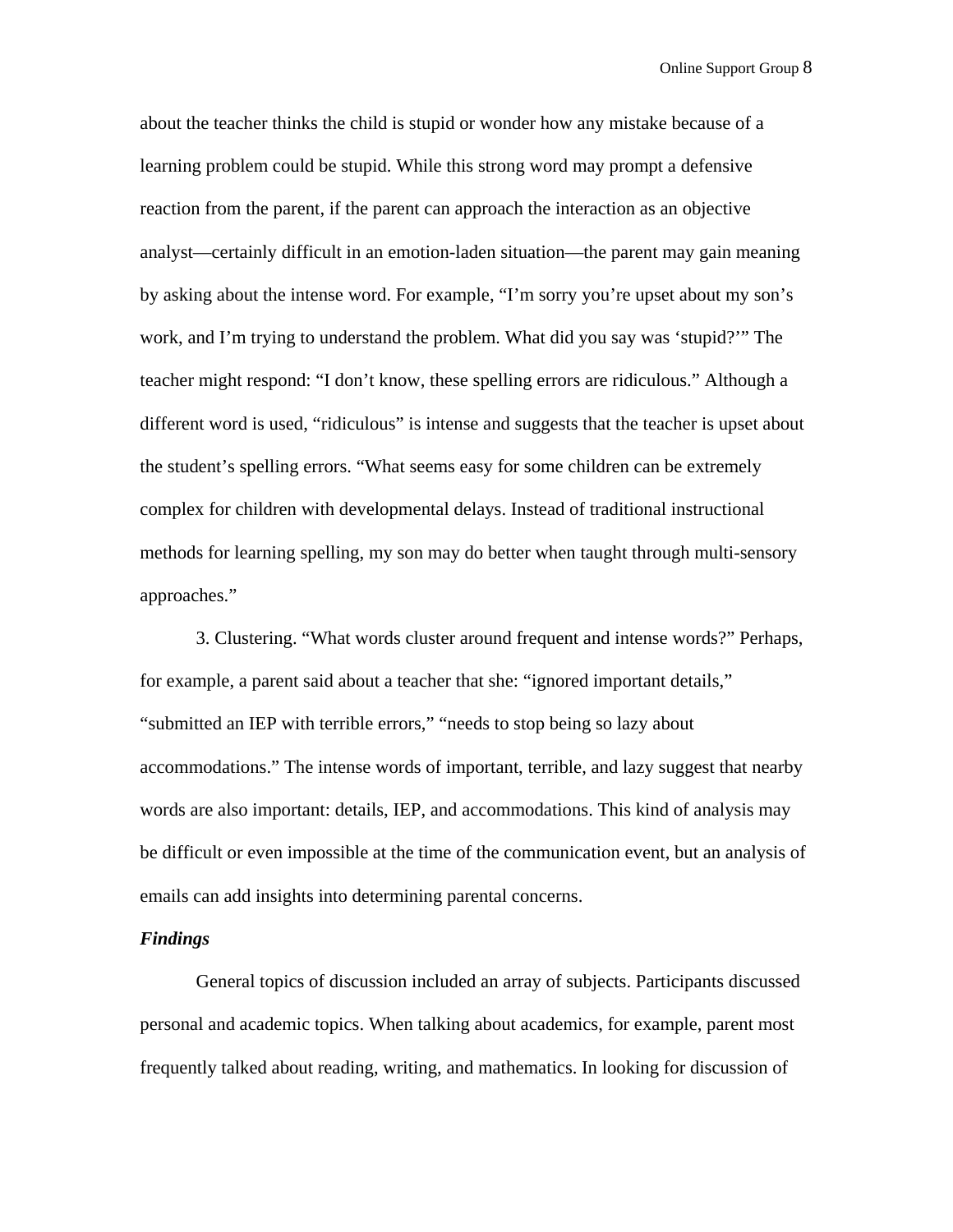about the teacher thinks the child is stupid or wonder how any mistake because of a learning problem could be stupid. While this strong word may prompt a defensive reaction from the parent, if the parent can approach the interaction as an objective analyst—certainly difficult in an emotion-laden situation—the parent may gain meaning by asking about the intense word. For example, “I’m sorry you’re upset about my son’s work, and I’m trying to understand the problem. What did you say was ‘stupid?’” The teacher might respond: “I don’t know, these spelling errors are ridiculous.” Although a different word is used, “ridiculous” is intense and suggests that the teacher is upset about the student’s spelling errors. “What seems easy for some children can be extremely complex for children with developmental delays. Instead of traditional instructional methods for learning spelling, my son may do better when taught through multi-sensory approaches.”

3. Clustering. “What words cluster around frequent and intense words?” Perhaps, for example, a parent said about a teacher that she: “ignored important details,” “submitted an IEP with terrible errors,” “needs to stop being so lazy about accommodations.” The intense words of important, terrible, and lazy suggest that nearby words are also important: details, IEP, and accommodations. This kind of analysis may be difficult or even impossible at the time of the communication event, but an analysis of emails can add insights into determining parental concerns.

***Findings***

General topics of discussion included an array of subjects. Participants discussed personal and academic topics. When talking about academics, for example, parent most frequently talked about reading, writing, and mathematics. In looking for discussion of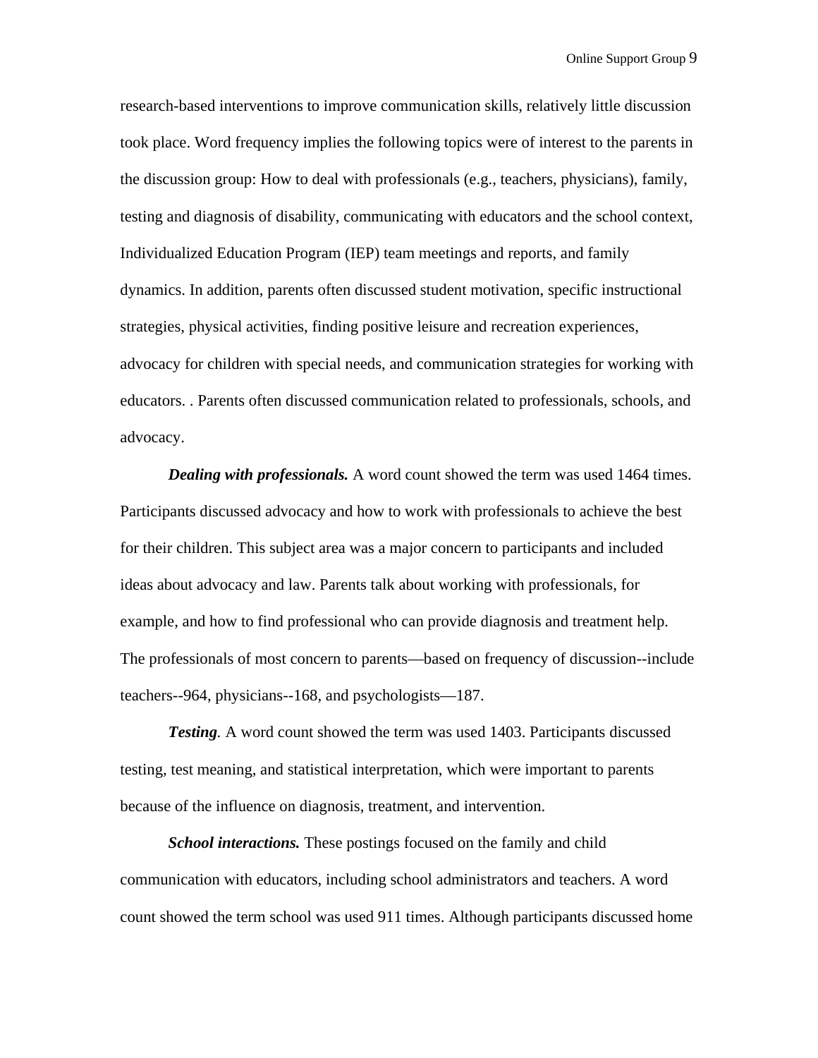research-based interventions to improve communication skills, relatively little discussion took place. Word frequency implies the following topics were of interest to the parents in the discussion group: How to deal with professionals (e.g., teachers, physicians), family, testing and diagnosis of disability, communicating with educators and the school context, Individualized Education Program (IEP) team meetings and reports, and family dynamics. In addition, parents often discussed student motivation, specific instructional strategies, physical activities, finding positive leisure and recreation experiences, advocacy for children with special needs, and communication strategies for working with educators. . Parents often discussed communication related to professionals, schools, and advocacy.

***Dealing with professionals.*** A word count showed the term was used 1464 times. Participants discussed advocacy and how to work with professionals to achieve the best for their children. This subject area was a major concern to participants and included ideas about advocacy and law. Parents talk about working with professionals, for example, and how to find professional who can provide diagnosis and treatment help. The professionals of most concern to parents—based on frequency of discussion--include teachers--964, physicians--168, and psychologists—187.

***Testing.*** A word count showed the term was used 1403. Participants discussed testing, test meaning, and statistical interpretation, which were important to parents because of the influence on diagnosis, treatment, and intervention.

***School interactions.*** These postings focused on the family and child communication with educators, including school administrators and teachers. A word count showed the term school was used 911 times. Although participants discussed home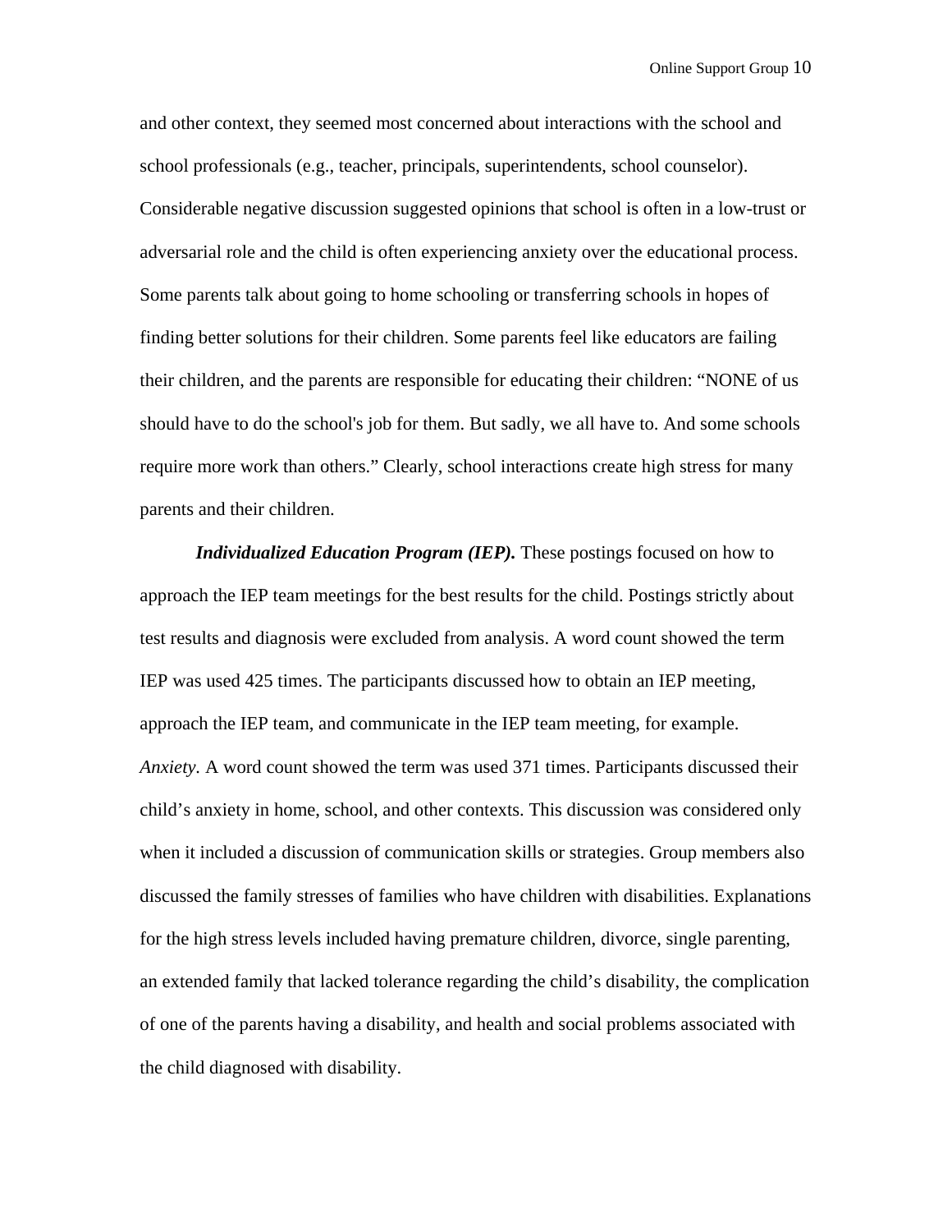and other context, they seemed most concerned about interactions with the school and school professionals (e.g., teacher, principals, superintendents, school counselor). Considerable negative discussion suggested opinions that school is often in a low-trust or adversarial role and the child is often experiencing anxiety over the educational process. Some parents talk about going to home schooling or transferring schools in hopes of finding better solutions for their children. Some parents feel like educators are failing their children, and the parents are responsible for educating their children: “NONE of us should have to do the school's job for them. But sadly, we all have to. And some schools require more work than others.” Clearly, school interactions create high stress for many parents and their children.

***Individualized Education Program (IEP).*** These postings focused on how to approach the IEP team meetings for the best results for the child. Postings strictly about test results and diagnosis were excluded from analysis. A word count showed the term IEP was used 425 times. The participants discussed how to obtain an IEP meeting, approach the IEP team, and communicate in the IEP team meeting, for example.

*Anxiety*. A word count showed the term was used 371 times. Participants discussed their child’s anxiety in home, school, and other contexts. This discussion was considered only when it included a discussion of communication skills or strategies. Group members also discussed the family stresses of families who have children with disabilities. Explanations for the high stress levels included having premature children, divorce, single parenting, an extended family that lacked tolerance regarding the child’s disability, the complication of one of the parents having a disability, and health and social problems associated with the child diagnosed with disability.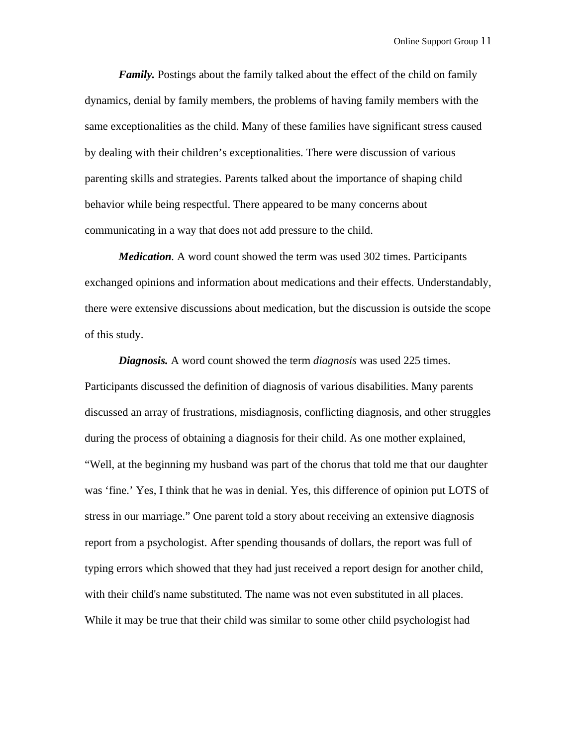***Family.*** Postings about the family talked about the effect of the child on family dynamics, denial by family members, the problems of having family members with the same exceptionalities as the child. Many of these families have significant stress caused by dealing with their children's exceptionalities. There were discussion of various parenting skills and strategies. Parents talked about the importance of shaping child behavior while being respectful. There appeared to be many concerns about communicating in a way that does not add pressure to the child.

***Medication***. A word count showed the term was used 302 times. Participants exchanged opinions and information about medications and their effects. Understandably, there were extensive discussions about medication, but the discussion is outside the scope of this study.

***Diagnosis.*** A word count showed the term *diagnosis* was used 225 times. Participants discussed the definition of diagnosis of various disabilities. Many parents discussed an array of frustrations, misdiagnosis, conflicting diagnosis, and other struggles during the process of obtaining a diagnosis for their child. As one mother explained, "Well, at the beginning my husband was part of the chorus that told me that our daughter was 'fine.' Yes, I think that he was in denial. Yes, this difference of opinion put LOTS of stress in our marriage." One parent told a story about receiving an extensive diagnosis report from a psychologist. After spending thousands of dollars, the report was full of typing errors which showed that they had just received a report design for another child, with their child's name substituted. The name was not even substituted in all places. While it may be true that their child was similar to some other child psychologist had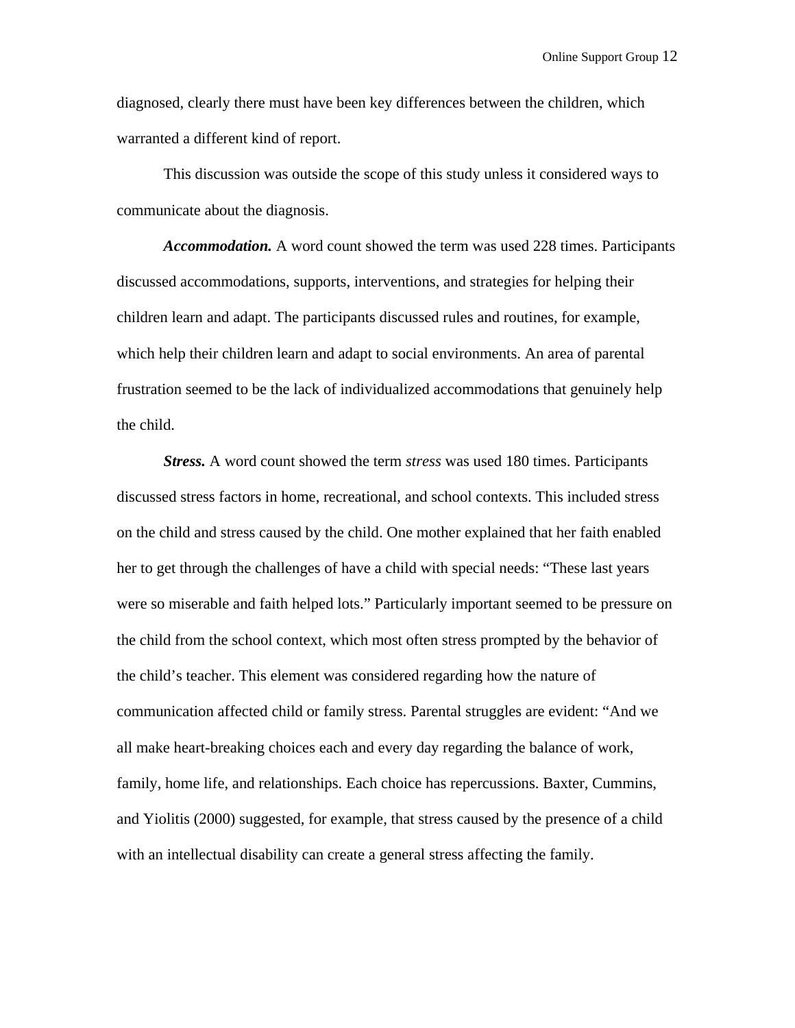diagnosed, clearly there must have been key differences between the children, which warranted a different kind of report.

This discussion was outside the scope of this study unless it considered ways to communicate about the diagnosis.

***Accommodation.*** A word count showed the term was used 228 times. Participants discussed accommodations, supports, interventions, and strategies for helping their children learn and adapt. The participants discussed rules and routines, for example, which help their children learn and adapt to social environments. An area of parental frustration seemed to be the lack of individualized accommodations that genuinely help the child.

***Stress.*** A word count showed the term *stress* was used 180 times. Participants discussed stress factors in home, recreational, and school contexts. This included stress on the child and stress caused by the child. One mother explained that her faith enabled her to get through the challenges of have a child with special needs: "These last years were so miserable and faith helped lots." Particularly important seemed to be pressure on the child from the school context, which most often stress prompted by the behavior of the child's teacher. This element was considered regarding how the nature of communication affected child or family stress. Parental struggles are evident: "And we all make heart-breaking choices each and every day regarding the balance of work, family, home life, and relationships. Each choice has repercussions. Baxter, Cummins, and Yiolitis (2000) suggested, for example, that stress caused by the presence of a child with an intellectual disability can create a general stress affecting the family.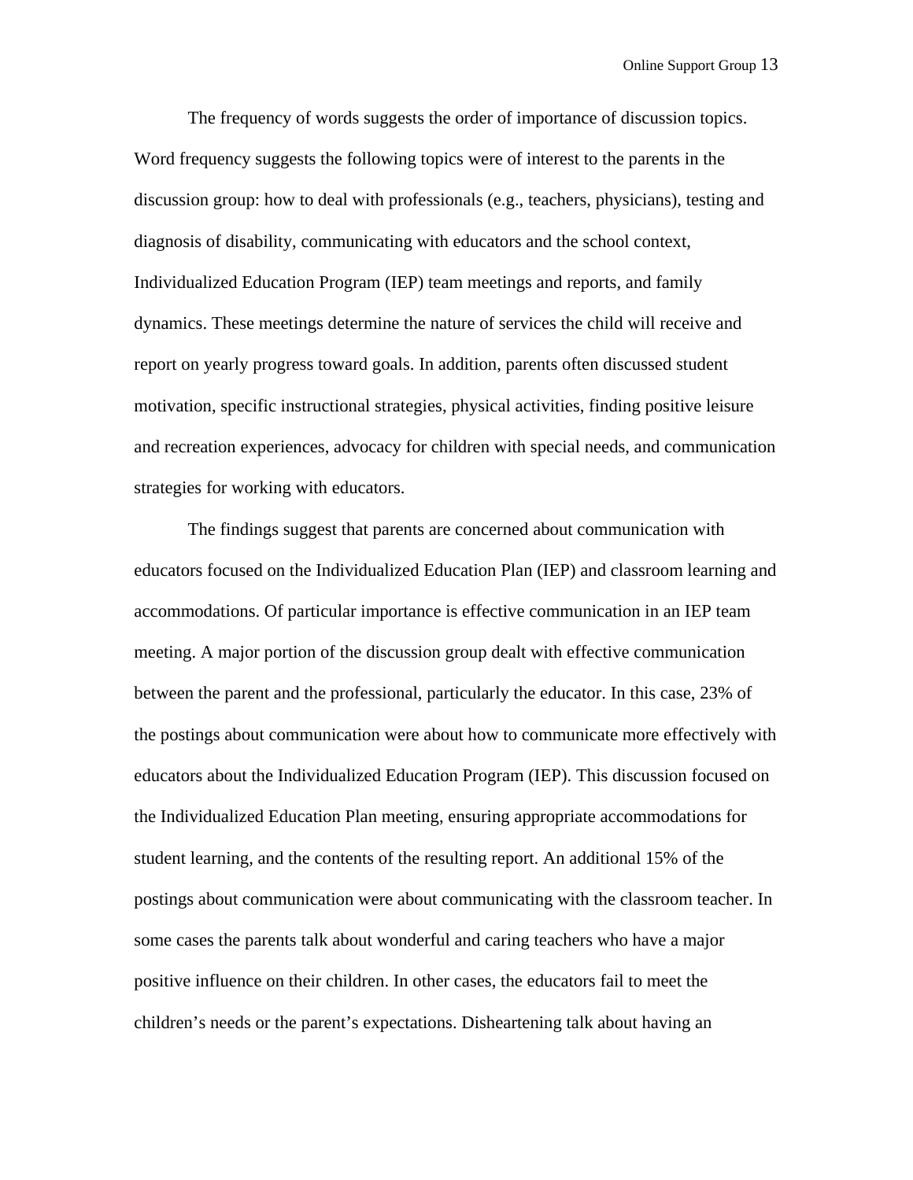The frequency of words suggests the order of importance of discussion topics. Word frequency suggests the following topics were of interest to the parents in the discussion group: how to deal with professionals (e.g., teachers, physicians), testing and diagnosis of disability, communicating with educators and the school context, Individualized Education Program (IEP) team meetings and reports, and family dynamics. These meetings determine the nature of services the child will receive and report on yearly progress toward goals. In addition, parents often discussed student motivation, specific instructional strategies, physical activities, finding positive leisure and recreation experiences, advocacy for children with special needs, and communication strategies for working with educators.

The findings suggest that parents are concerned about communication with educators focused on the Individualized Education Plan (IEP) and classroom learning and accommodations. Of particular importance is effective communication in an IEP team meeting. A major portion of the discussion group dealt with effective communication between the parent and the professional, particularly the educator. In this case, 23% of the postings about communication were about how to communicate more effectively with educators about the Individualized Education Program (IEP). This discussion focused on the Individualized Education Plan meeting, ensuring appropriate accommodations for student learning, and the contents of the resulting report. An additional 15% of the postings about communication were about communicating with the classroom teacher. In some cases the parents talk about wonderful and caring teachers who have a major positive influence on their children. In other cases, the educators fail to meet the children's needs or the parent's expectations. Disheartening talk about having an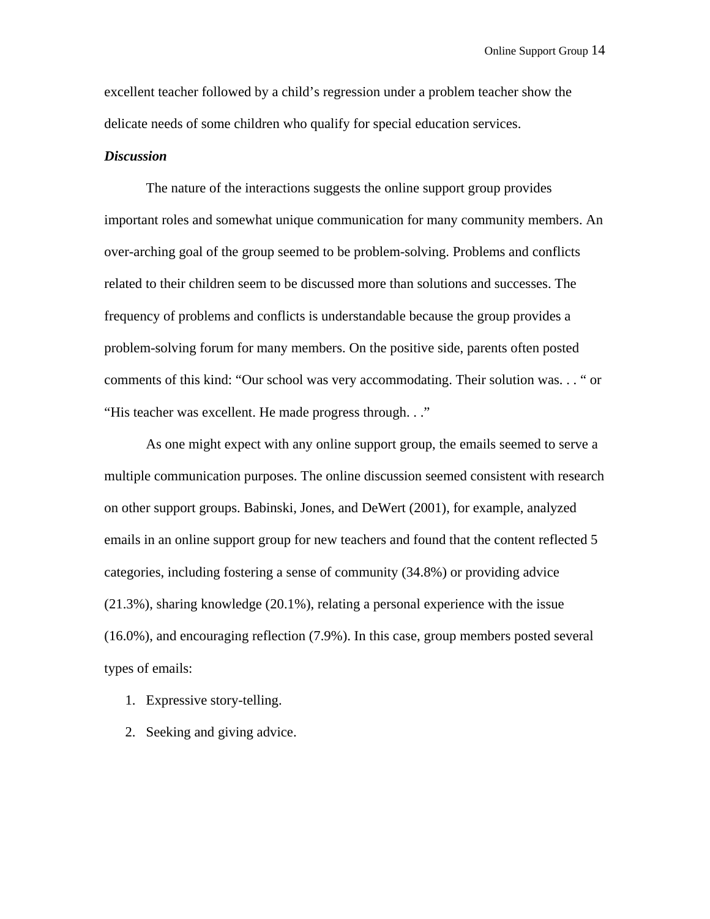excellent teacher followed by a child's regression under a problem teacher show the delicate needs of some children who qualify for special education services.

***Discussion***

The nature of the interactions suggests the online support group provides important roles and somewhat unique communication for many community members. An over-arching goal of the group seemed to be problem-solving. Problems and conflicts related to their children seem to be discussed more than solutions and successes. The frequency of problems and conflicts is understandable because the group provides a problem-solving forum for many members. On the positive side, parents often posted comments of this kind: "Our school was very accommodating. Their solution was. . . " or "His teacher was excellent. He made progress through. . ."

As one might expect with any online support group, the emails seemed to serve a multiple communication purposes. The online discussion seemed consistent with research on other support groups. Babinski, Jones, and DeWert (2001), for example, analyzed emails in an online support group for new teachers and found that the content reflected 5 categories, including fostering a sense of community (34.8%) or providing advice (21.3%), sharing knowledge (20.1%), relating a personal experience with the issue (16.0%), and encouraging reflection (7.9%). In this case, group members posted several types of emails:

1. Expressive story-telling.
2. Seeking and giving advice.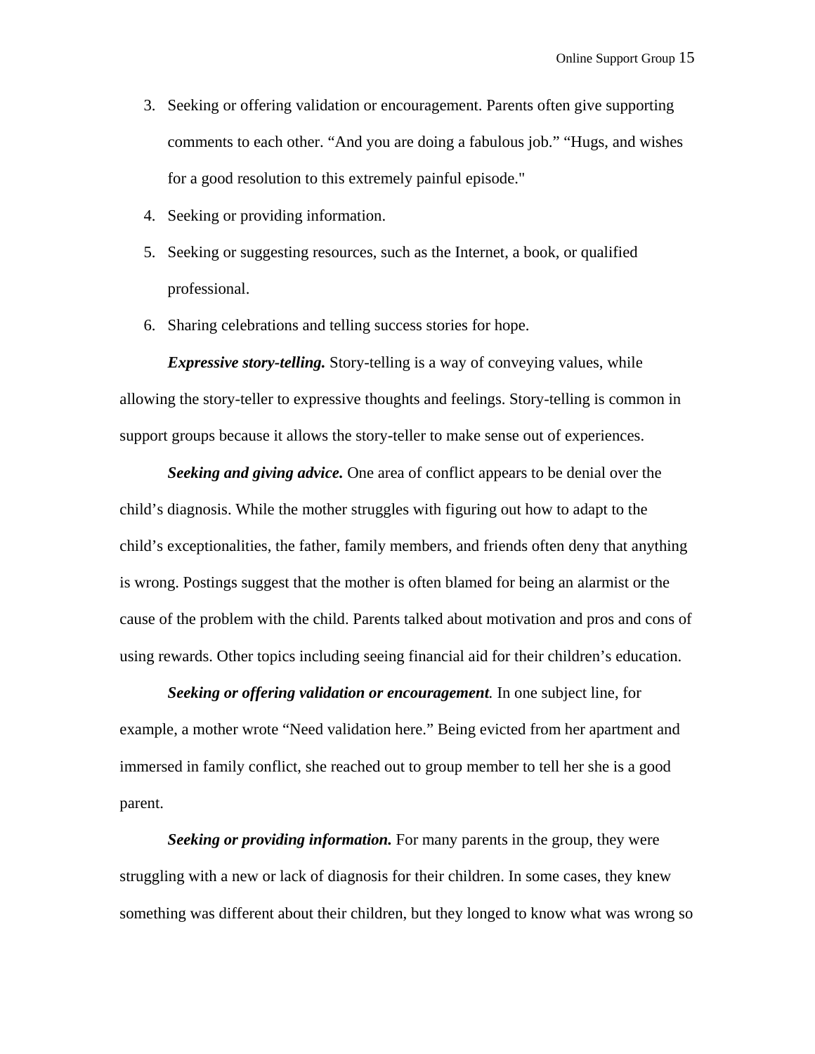3. Seeking or offering validation or encouragement. Parents often give supporting comments to each other. “And you are doing a fabulous job.” “Hugs, and wishes for a good resolution to this extremely painful episode."
4. Seeking or providing information.
5. Seeking or suggesting resources, such as the Internet, a book, or qualified professional.
6. Sharing celebrations and telling success stories for hope.

***Expressive story-telling.*** Story-telling is a way of conveying values, while allowing the story-teller to expressive thoughts and feelings. Story-telling is common in support groups because it allows the story-teller to make sense out of experiences.

***Seeking and giving advice.*** One area of conflict appears to be denial over the child’s diagnosis. While the mother struggles with figuring out how to adapt to the child’s exceptionalities, the father, family members, and friends often deny that anything is wrong. Postings suggest that the mother is often blamed for being an alarmist or the cause of the problem with the child. Parents talked about motivation and pros and cons of using rewards. Other topics including seeing financial aid for their children’s education.

***Seeking or offering validation or encouragement****.* In one subject line, for example, a mother wrote “Need validation here.” Being evicted from her apartment and immersed in family conflict, she reached out to group member to tell her she is a good parent.

***Seeking or providing information.*** For many parents in the group, they were struggling with a new or lack of diagnosis for their children. In some cases, they knew something was different about their children, but they longed to know what was wrong so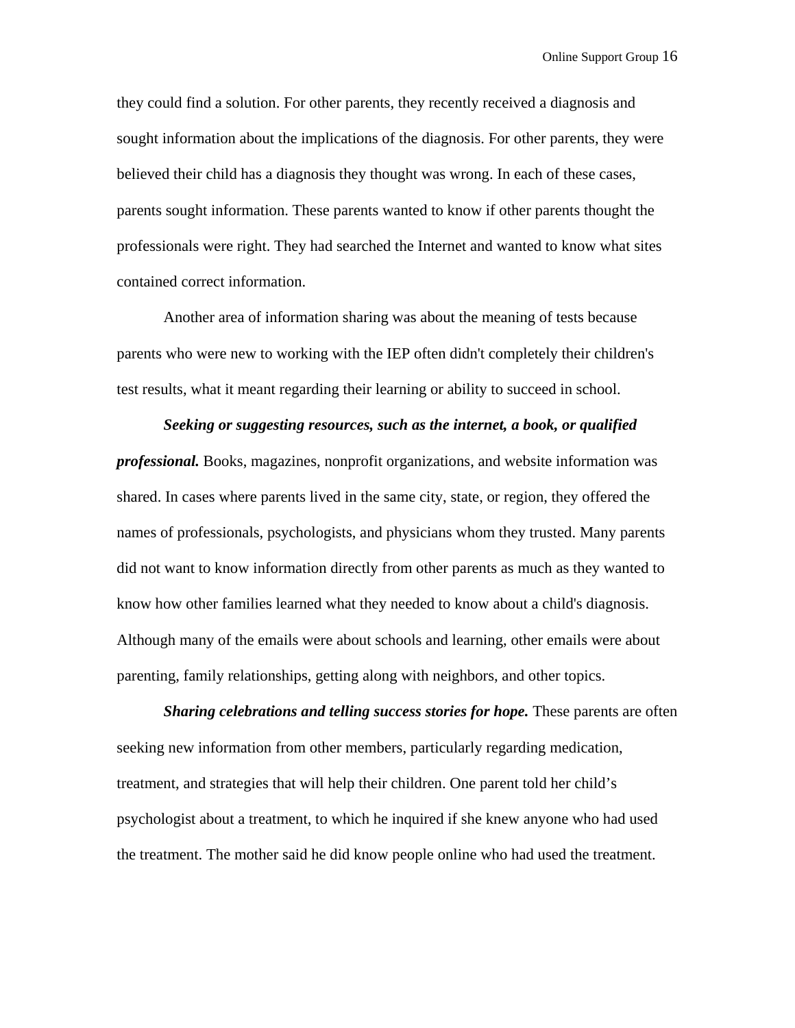they could find a solution. For other parents, they recently received a diagnosis and sought information about the implications of the diagnosis. For other parents, they were believed their child has a diagnosis they thought was wrong. In each of these cases, parents sought information. These parents wanted to know if other parents thought the professionals were right. They had searched the Internet and wanted to know what sites contained correct information.

Another area of information sharing was about the meaning of tests because parents who were new to working with the IEP often didn't completely their children's test results, what it meant regarding their learning or ability to succeed in school.

***Seeking or suggesting resources, such as the internet, a book, or qualified professional.*** Books, magazines, nonprofit organizations, and website information was shared. In cases where parents lived in the same city, state, or region, they offered the names of professionals, psychologists, and physicians whom they trusted. Many parents did not want to know information directly from other parents as much as they wanted to know how other families learned what they needed to know about a child's diagnosis. Although many of the emails were about schools and learning, other emails were about parenting, family relationships, getting along with neighbors, and other topics.

***Sharing celebrations and telling success stories for hope.*** These parents are often seeking new information from other members, particularly regarding medication, treatment, and strategies that will help their children. One parent told her child's psychologist about a treatment, to which he inquired if she knew anyone who had used the treatment. The mother said he did know people online who had used the treatment.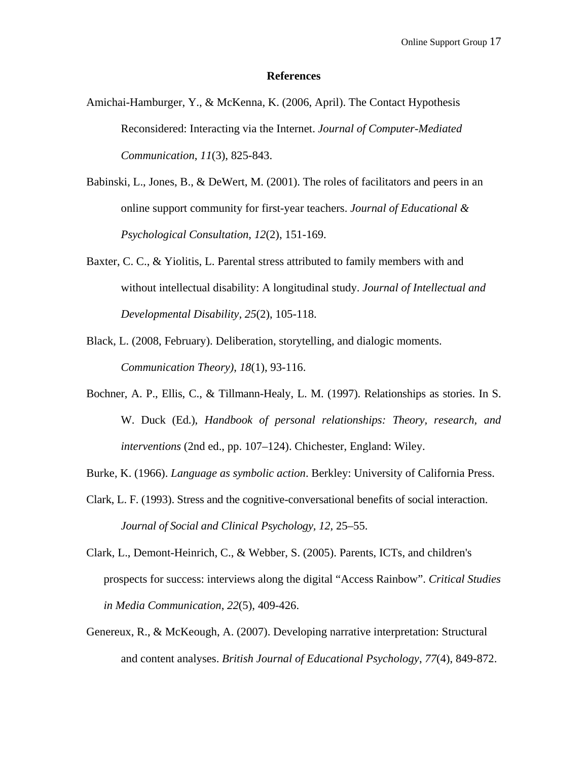## References

Amichai-Hamburger, Y., & McKenna, K. (2006, April). The Contact Hypothesis Reconsidered: Interacting via the Internet. *Journal of Computer-Mediated Communication*, *11*(3), 825-843.

Babinski, L., Jones, B., & DeWert, M. (2001). The roles of facilitators and peers in an online support community for first-year teachers. *Journal of Educational & Psychological Consultation*, *12*(2), 151-169.

Baxter, C. C., & Yiolitis, L. Parental stress attributed to family members with and without intellectual disability: A longitudinal study. *Journal of Intellectual and Developmental Disability*, *25*(2), 105-118.

Black, L. (2008, February). Deliberation, storytelling, and dialogic moments. *Communication Theory)*, *18*(1), 93-116.

Bochner, A. P., Ellis, C., & Tillmann-Healy, L. M. (1997). Relationships as stories. In S. W. Duck (Ed.), *Handbook of personal relationships: Theory, research, and interventions* (2nd ed., pp. 107–124). Chichester, England: Wiley.

Burke, K. (1966). *Language as symbolic action*. Berkley: University of California Press.

Clark, L. F. (1993). Stress and the cognitive-conversational benefits of social interaction. *Journal of Social and Clinical Psychology, 12,* 25–55.

Clark, L., Demont-Heinrich, C., & Webber, S. (2005). Parents, ICTs, and children's prospects for success: interviews along the digital "Access Rainbow". *Critical Studies in Media Communication*, *22*(5), 409-426.

Genereux, R., & McKeough, A. (2007). Developing narrative interpretation: Structural and content analyses. *British Journal of Educational Psychology*, *77*(4), 849-872.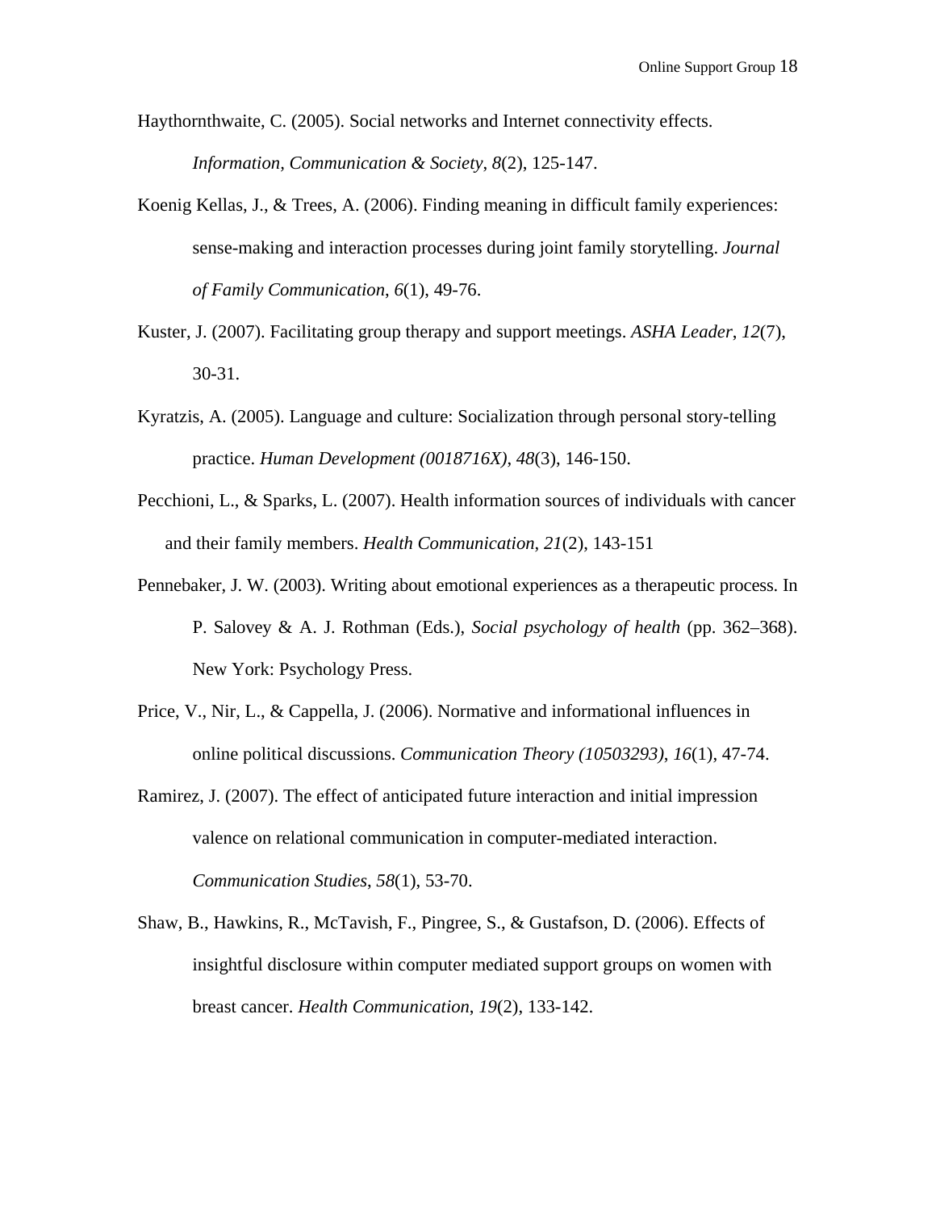Haythornthwaite, C. (2005). Social networks and Internet connectivity effects. *Information, Communication & Society, 8*(2), 125-147.

Koenig Kellas, J., & Trees, A. (2006). Finding meaning in difficult family experiences: sense-making and interaction processes during joint family storytelling. *Journal of Family Communication, 6*(1), 49-76.

Kuster, J. (2007). Facilitating group therapy and support meetings. *ASHA Leader, 12*(7), 30-31.

Kyratzis, A. (2005). Language and culture: Socialization through personal story-telling practice. *Human Development (0018716X), 48*(3), 146-150.

Pecchioni, L., & Sparks, L. (2007). Health information sources of individuals with cancer and their family members. *Health Communication, 21*(2), 143-151

Pennebaker, J. W. (2003). Writing about emotional experiences as a therapeutic process. In P. Salovey & A. J. Rothman (Eds.), *Social psychology of health* (pp. 362–368). New York: Psychology Press.

Price, V., Nir, L., & Cappella, J. (2006). Normative and informational influences in online political discussions. *Communication Theory (10503293), 16*(1), 47-74.

Ramirez, J. (2007). The effect of anticipated future interaction and initial impression valence on relational communication in computer-mediated interaction. *Communication Studies, 58*(1), 53-70.

Shaw, B., Hawkins, R., McTavish, F., Pingree, S., & Gustafson, D. (2006). Effects of insightful disclosure within computer mediated support groups on women with breast cancer. *Health Communication, 19*(2), 133-142.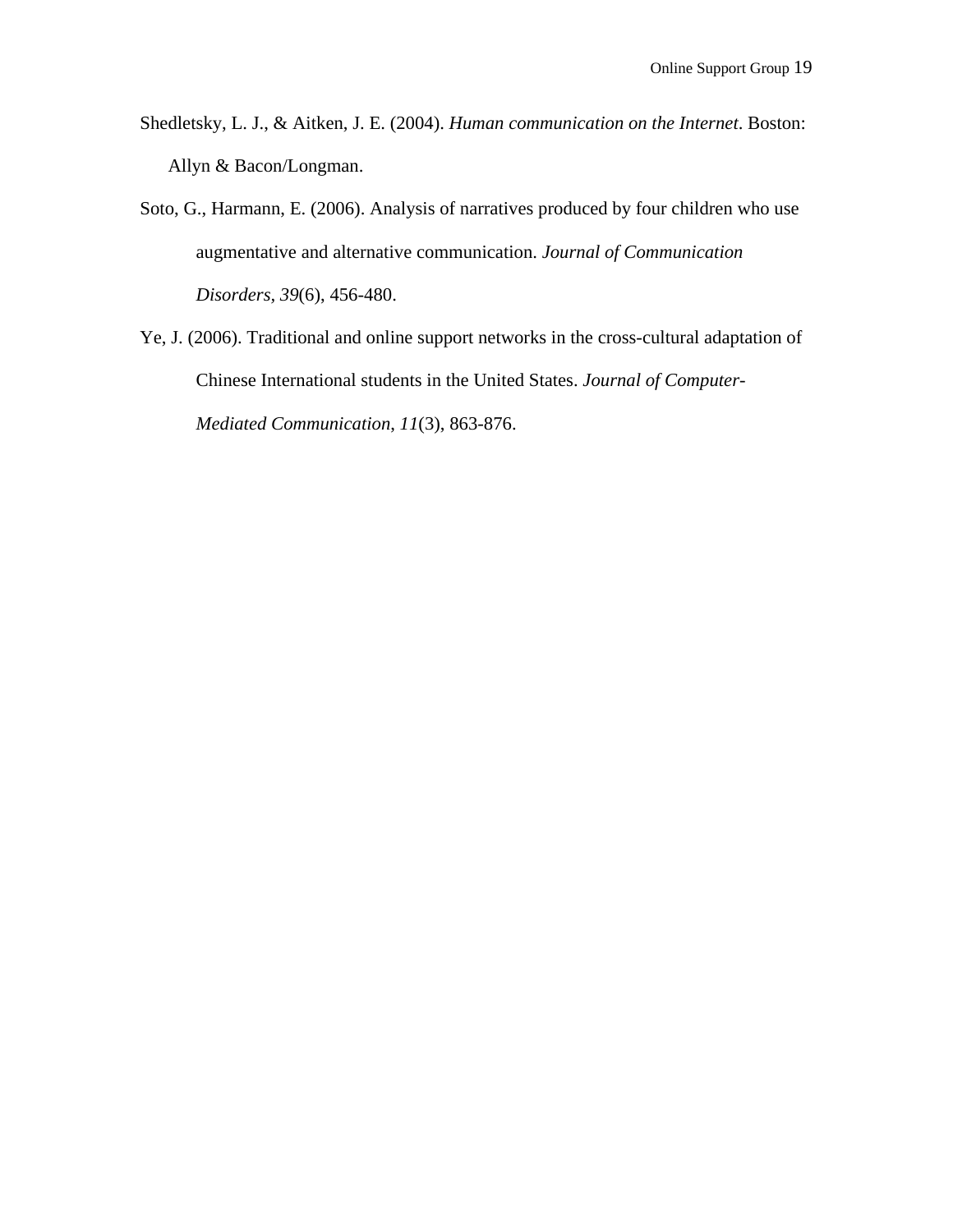Shedletsky, L. J., & Aitken, J. E. (2004). *Human communication on the Internet*. Boston: Allyn & Bacon/Longman.

Soto, G., Harmann, E. (2006). Analysis of narratives produced by four children who use augmentative and alternative communication. *Journal of Communication Disorders, 39*(6), 456-480.

Ye, J. (2006). Traditional and online support networks in the cross-cultural adaptation of Chinese International students in the United States. *Journal of Computer-Mediated Communication, 11*(3), 863-876.